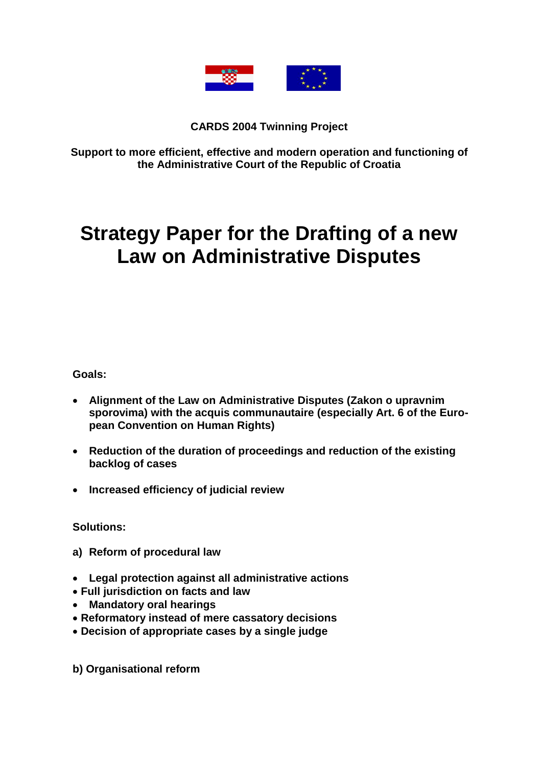**CARDS 2004 Twinning Project**

**Support to more efficient, effective and modern operation and functioning of the Administrative Court of the Republic of Croatia**

# Strategy Paper for the Drafting of a new Law on Administrative Disputes

**Goals:**

- **Alignment of the Law on Administrative Disputes (Zakon o upravnim sporovima) with the acquis communautaire (especially Art. 6 of the European Convention on Human Rights)**
- **Reduction of the duration of proceedings and reduction of the existing backlog of cases**
- **Increased efficiency of judicial review**

**Solutions:**

**a) Reform of procedural law**

- **Legal protection against all administrative actions**
- **Full jurisdiction on facts and law**
- **Mandatory oral hearings**
- **Reformatory instead of mere cassatory decisions**
- **Decision of appropriate cases by a single judge**

**b) Organisational reform**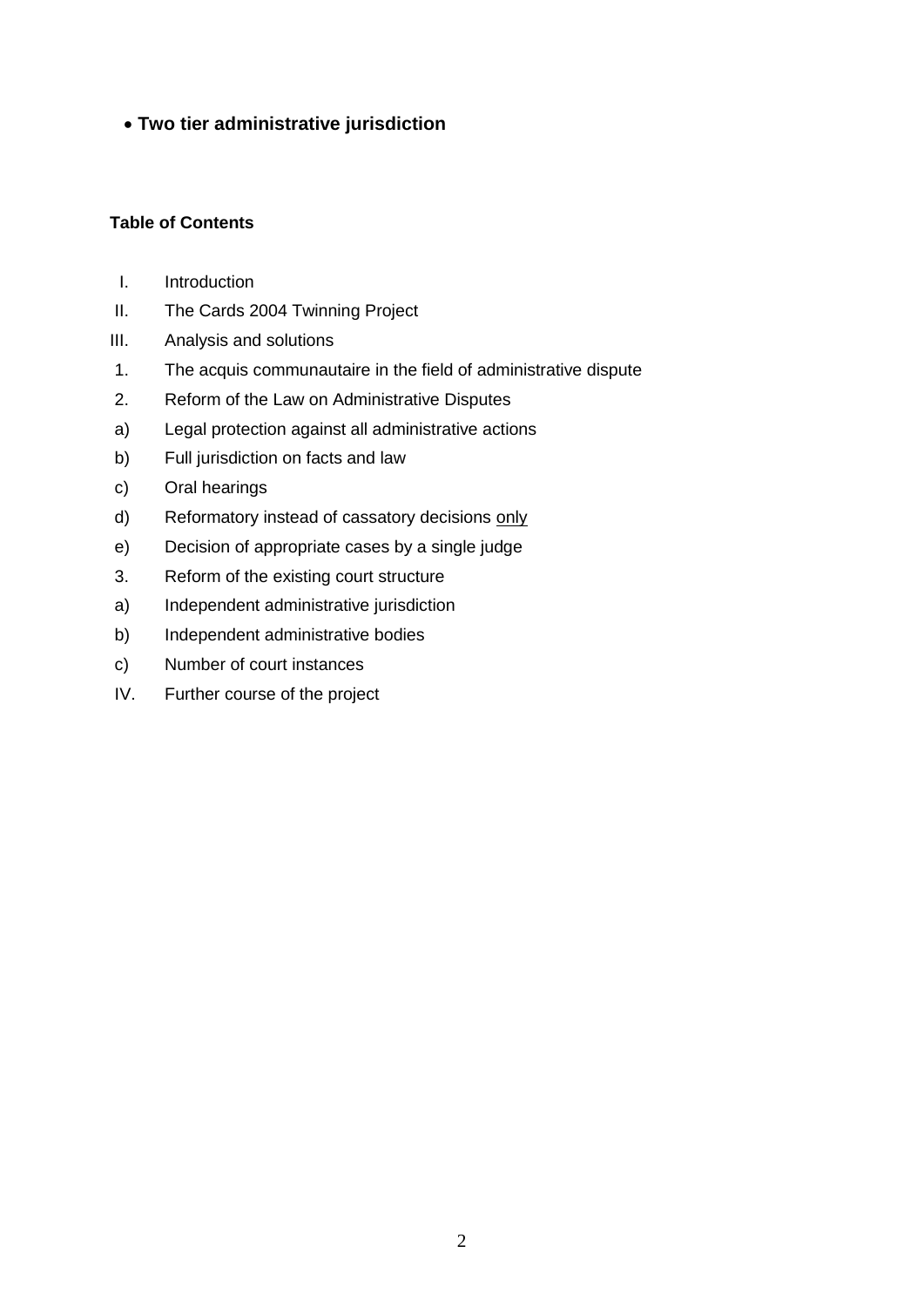- **Two tier administrative jurisdiction**

**Table of Contents**

I. Introduction

II. The Cards 2004 Twinning Project

III. Analysis and solutions

1. The acquis communautaire in the field of administrative dispute

2. Reform of the Law on Administrative Disputes

a) Legal protection against all administrative actions

b) Full jurisdiction on facts and law

c) Oral hearings

d) Reformatory instead of cassatory decisions <u>only</u>

e) Decision of appropriate cases by a single judge

3. Reform of the existing court structure

a) Independent administrative jurisdiction

b) Independent administrative bodies

c) Number of court instances

IV. Further course of the project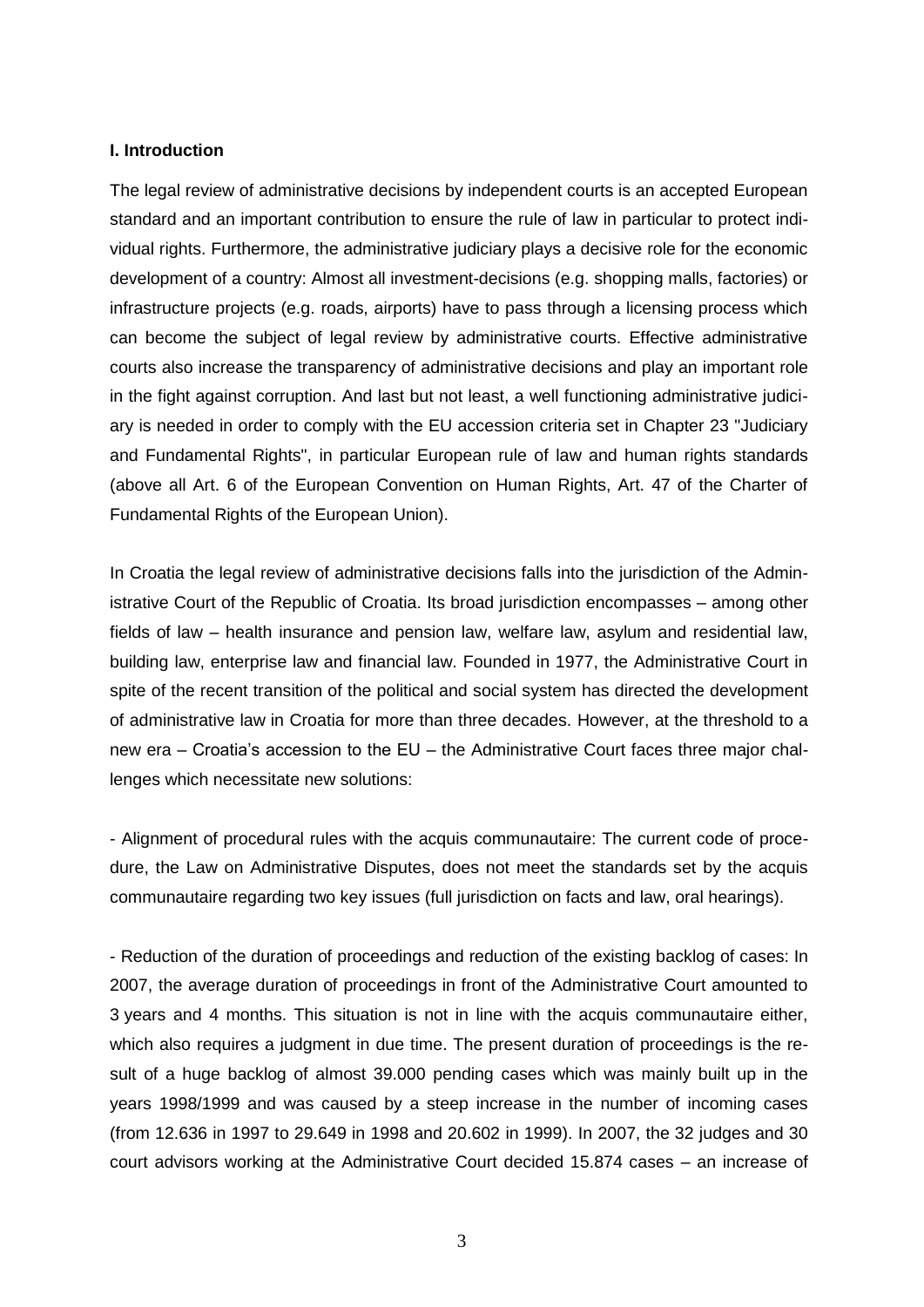**I. Introduction**

The legal review of administrative decisions by independent courts is an accepted European standard and an important contribution to ensure the rule of law in particular to protect individual rights. Furthermore, the administrative judiciary plays a decisive role for the economic development of a country: Almost all investment-decisions (e.g. shopping malls, factories) or infrastructure projects (e.g. roads, airports) have to pass through a licensing process which can become the subject of legal review by administrative courts. Effective administrative courts also increase the transparency of administrative decisions and play an important role in the fight against corruption. And last but not least, a well functioning administrative judiciary is needed in order to comply with the EU accession criteria set in Chapter 23 "Judiciary and Fundamental Rights", in particular European rule of law and human rights standards (above all Art. 6 of the European Convention on Human Rights, Art. 47 of the Charter of Fundamental Rights of the European Union).

In Croatia the legal review of administrative decisions falls into the jurisdiction of the Administrative Court of the Republic of Croatia. Its broad jurisdiction encompasses – among other fields of law – health insurance and pension law, welfare law, asylum and residential law, building law, enterprise law and financial law. Founded in 1977, the Administrative Court in spite of the recent transition of the political and social system has directed the development of administrative law in Croatia for more than three decades. However, at the threshold to a new era – Croatia's accession to the EU – the Administrative Court faces three major challenges which necessitate new solutions:

- Alignment of procedural rules with the acquis communautaire: The current code of procedure, the Law on Administrative Disputes, does not meet the standards set by the acquis communautaire regarding two key issues (full jurisdiction on facts and law, oral hearings).

- Reduction of the duration of proceedings and reduction of the existing backlog of cases: In 2007, the average duration of proceedings in front of the Administrative Court amounted to 3 years and 4 months. This situation is not in line with the acquis communautaire either, which also requires a judgment in due time. The present duration of proceedings is the result of a huge backlog of almost 39.000 pending cases which was mainly built up in the years 1998/1999 and was caused by a steep increase in the number of incoming cases (from 12.636 in 1997 to 29.649 in 1998 and 20.602 in 1999). In 2007, the 32 judges and 30 court advisors working at the Administrative Court decided 15.874 cases – an increase of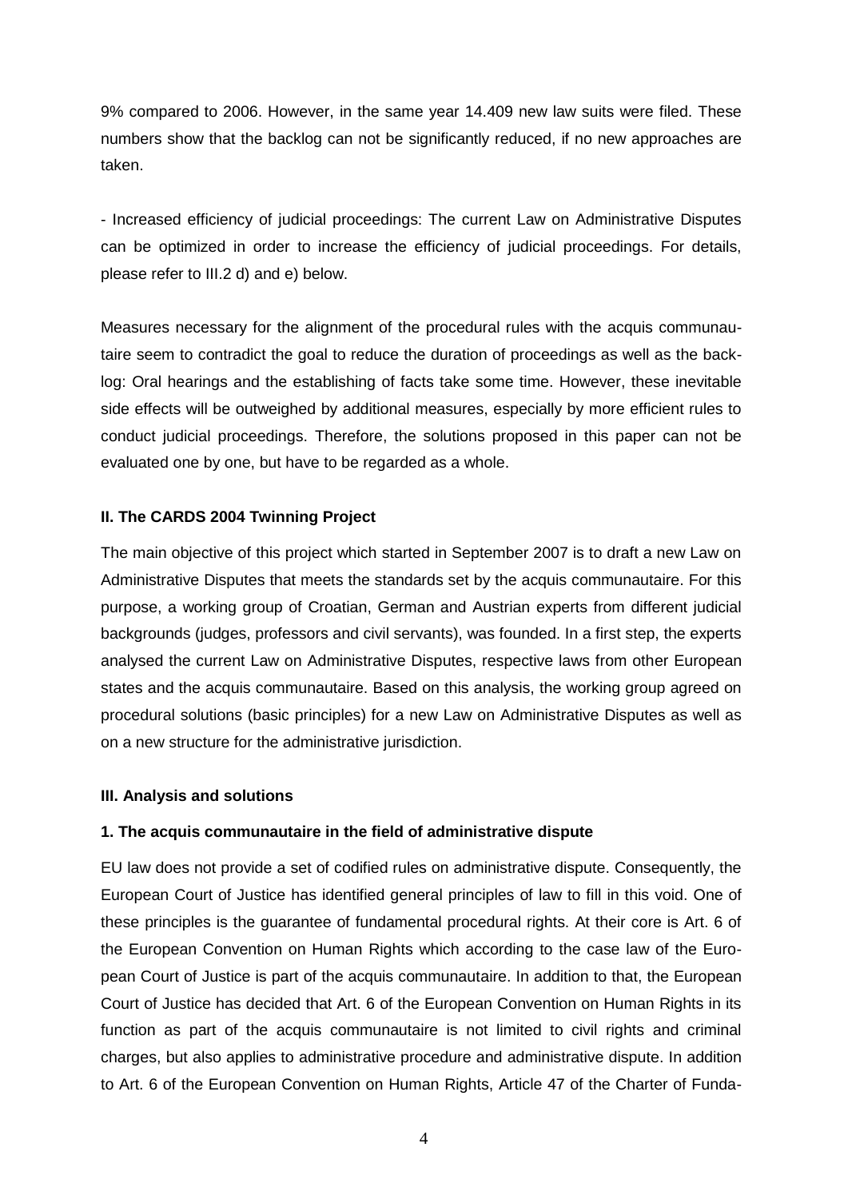9% compared to 2006. However, in the same year 14.409 new law suits were filed. These numbers show that the backlog can not be significantly reduced, if no new approaches are taken.

- Increased efficiency of judicial proceedings: The current Law on Administrative Disputes can be optimized in order to increase the efficiency of judicial proceedings. For details, please refer to III.2 d) and e) below.

Measures necessary for the alignment of the procedural rules with the acquis communautaire seem to contradict the goal to reduce the duration of proceedings as well as the backlog: Oral hearings and the establishing of facts take some time. However, these inevitable side effects will be outweighed by additional measures, especially by more efficient rules to conduct judicial proceedings. Therefore, the solutions proposed in this paper can not be evaluated one by one, but have to be regarded as a whole.

## II. The CARDS 2004 Twinning Project

The main objective of this project which started in September 2007 is to draft a new Law on Administrative Disputes that meets the standards set by the acquis communautaire. For this purpose, a working group of Croatian, German and Austrian experts from different judicial backgrounds (judges, professors and civil servants), was founded. In a first step, the experts analysed the current Law on Administrative Disputes, respective laws from other European states and the acquis communautaire. Based on this analysis, the working group agreed on procedural solutions (basic principles) for a new Law on Administrative Disputes as well as on a new structure for the administrative jurisdiction.

## III. Analysis and solutions

### 1. The acquis communautaire in the field of administrative dispute

EU law does not provide a set of codified rules on administrative dispute. Consequently, the European Court of Justice has identified general principles of law to fill in this void. One of these principles is the guarantee of fundamental procedural rights. At their core is Art. 6 of the European Convention on Human Rights which according to the case law of the European Court of Justice is part of the acquis communautaire. In addition to that, the European Court of Justice has decided that Art. 6 of the European Convention on Human Rights in its function as part of the acquis communautaire is not limited to civil rights and criminal charges, but also applies to administrative procedure and administrative dispute. In addition to Art. 6 of the European Convention on Human Rights, Article 47 of the Charter of Funda-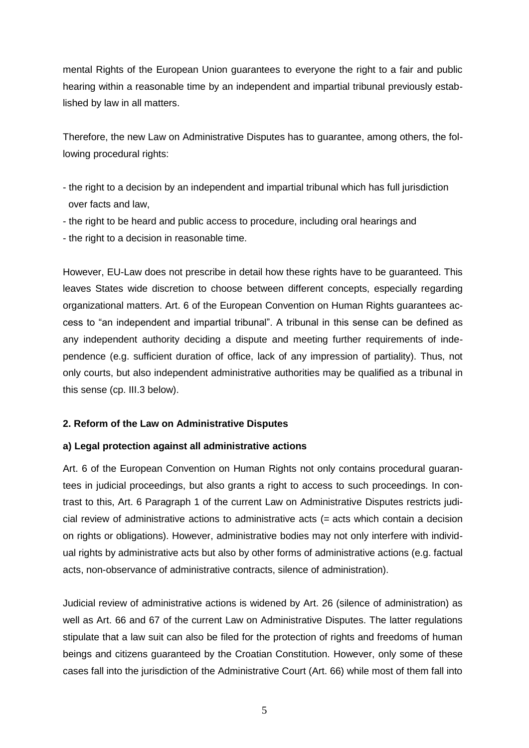mental Rights of the European Union guarantees to everyone the right to a fair and public hearing within a reasonable time by an independent and impartial tribunal previously established by law in all matters.

Therefore, the new Law on Administrative Disputes has to guarantee, among others, the following procedural rights:

- the right to a decision by an independent and impartial tribunal which has full jurisdiction over facts and law,
- the right to be heard and public access to procedure, including oral hearings and
- the right to a decision in reasonable time.

However, EU-Law does not prescribe in detail how these rights have to be guaranteed. This leaves States wide discretion to choose between different concepts, especially regarding organizational matters. Art. 6 of the European Convention on Human Rights guarantees access to "an independent and impartial tribunal". A tribunal in this sense can be defined as any independent authority deciding a dispute and meeting further requirements of independence (e.g. sufficient duration of office, lack of any impression of partiality). Thus, not only courts, but also independent administrative authorities may be qualified as a tribunal in this sense (cp. III.3 below).

**2. Reform of the Law on Administrative Disputes**

**a) Legal protection against all administrative actions**

Art. 6 of the European Convention on Human Rights not only contains procedural guarantees in judicial proceedings, but also grants a right to access to such proceedings. In contrast to this, Art. 6 Paragraph 1 of the current Law on Administrative Disputes restricts judicial review of administrative actions to administrative acts (= acts which contain a decision on rights or obligations). However, administrative bodies may not only interfere with individual rights by administrative acts but also by other forms of administrative actions (e.g. factual acts, non-observance of administrative contracts, silence of administration).

Judicial review of administrative actions is widened by Art. 26 (silence of administration) as well as Art. 66 and 67 of the current Law on Administrative Disputes. The latter regulations stipulate that a law suit can also be filed for the protection of rights and freedoms of human beings and citizens guaranteed by the Croatian Constitution. However, only some of these cases fall into the jurisdiction of the Administrative Court (Art. 66) while most of them fall into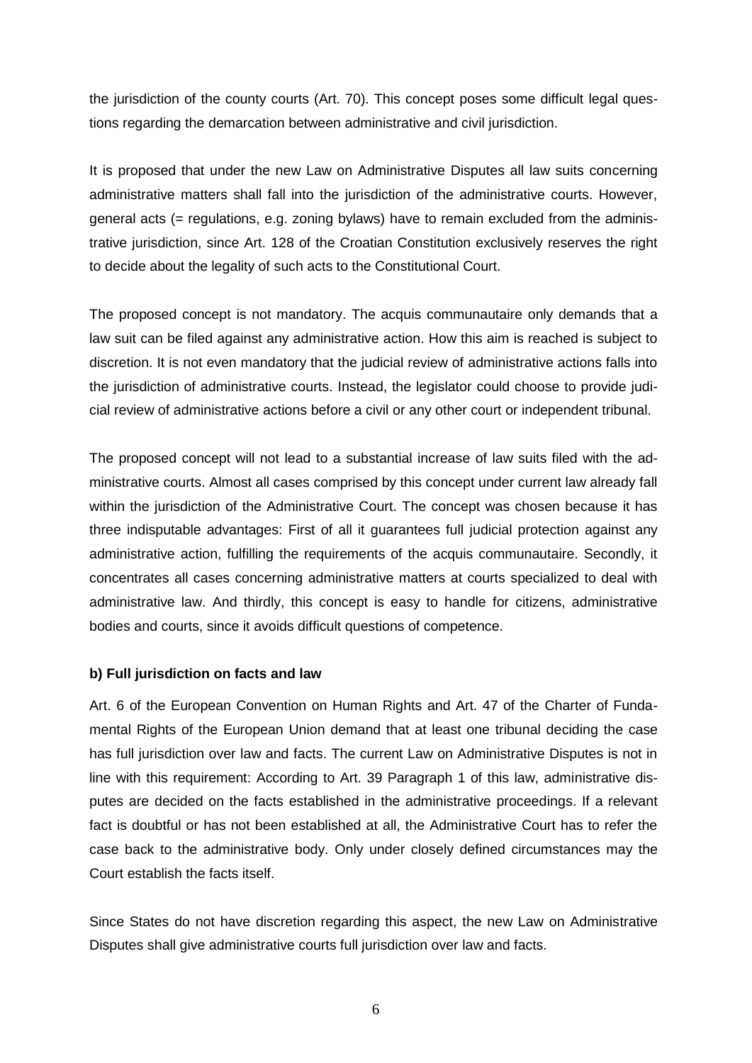the jurisdiction of the county courts (Art. 70). This concept poses some difficult legal questions regarding the demarcation between administrative and civil jurisdiction.

It is proposed that under the new Law on Administrative Disputes all law suits concerning administrative matters shall fall into the jurisdiction of the administrative courts. However, general acts (= regulations, e.g. zoning bylaws) have to remain excluded from the administrative jurisdiction, since Art. 128 of the Croatian Constitution exclusively reserves the right to decide about the legality of such acts to the Constitutional Court.

The proposed concept is not mandatory. The acquis communautaire only demands that a law suit can be filed against any administrative action. How this aim is reached is subject to discretion. It is not even mandatory that the judicial review of administrative actions falls into the jurisdiction of administrative courts. Instead, the legislator could choose to provide judicial review of administrative actions before a civil or any other court or independent tribunal.

The proposed concept will not lead to a substantial increase of law suits filed with the administrative courts. Almost all cases comprised by this concept under current law already fall within the jurisdiction of the Administrative Court. The concept was chosen because it has three indisputable advantages: First of all it guarantees full judicial protection against any administrative action, fulfilling the requirements of the acquis communautaire. Secondly, it concentrates all cases concerning administrative matters at courts specialized to deal with administrative law. And thirdly, this concept is easy to handle for citizens, administrative bodies and courts, since it avoids difficult questions of competence.

**b) Full jurisdiction on facts and law**

Art. 6 of the European Convention on Human Rights and Art. 47 of the Charter of Fundamental Rights of the European Union demand that at least one tribunal deciding the case has full jurisdiction over law and facts. The current Law on Administrative Disputes is not in line with this requirement: According to Art. 39 Paragraph 1 of this law, administrative disputes are decided on the facts established in the administrative proceedings. If a relevant fact is doubtful or has not been established at all, the Administrative Court has to refer the case back to the administrative body. Only under closely defined circumstances may the Court establish the facts itself.

Since States do not have discretion regarding this aspect, the new Law on Administrative Disputes shall give administrative courts full jurisdiction over law and facts.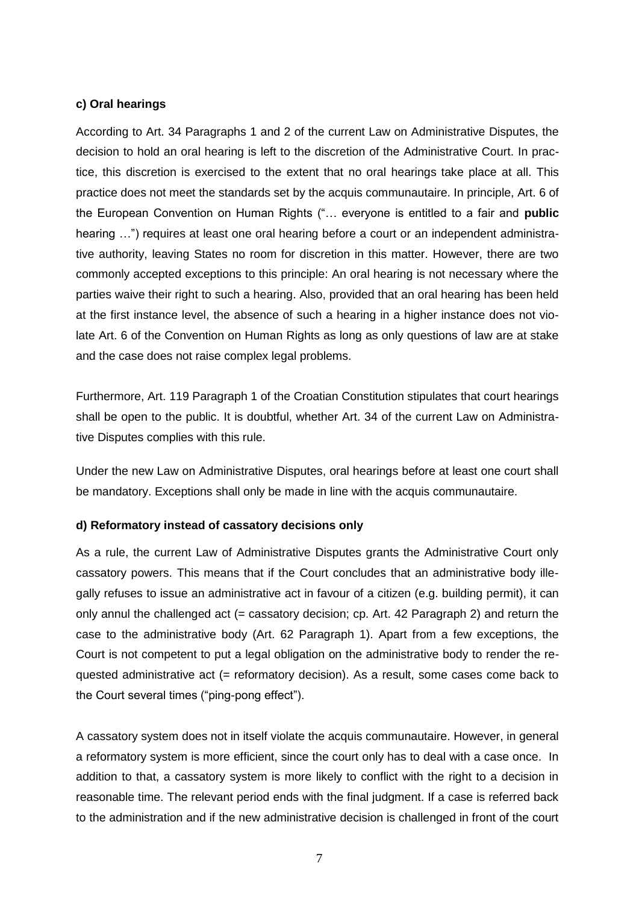**c) Oral hearings**

According to Art. 34 Paragraphs 1 and 2 of the current Law on Administrative Disputes, the decision to hold an oral hearing is left to the discretion of the Administrative Court. In practice, this discretion is exercised to the extent that no oral hearings take place at all. This practice does not meet the standards set by the acquis communautaire. In principle, Art. 6 of the European Convention on Human Rights ("… everyone is entitled to a fair and **public** hearing …") requires at least one oral hearing before a court or an independent administrative authority, leaving States no room for discretion in this matter. However, there are two commonly accepted exceptions to this principle: An oral hearing is not necessary where the parties waive their right to such a hearing. Also, provided that an oral hearing has been held at the first instance level, the absence of such a hearing in a higher instance does not violate Art. 6 of the Convention on Human Rights as long as only questions of law are at stake and the case does not raise complex legal problems.

Furthermore, Art. 119 Paragraph 1 of the Croatian Constitution stipulates that court hearings shall be open to the public. It is doubtful, whether Art. 34 of the current Law on Administrative Disputes complies with this rule.

Under the new Law on Administrative Disputes, oral hearings before at least one court shall be mandatory. Exceptions shall only be made in line with the acquis communautaire.

**d) Reformatory instead of cassatory decisions only**

As a rule, the current Law of Administrative Disputes grants the Administrative Court only cassatory powers. This means that if the Court concludes that an administrative body illegally refuses to issue an administrative act in favour of a citizen (e.g. building permit), it can only annul the challenged act (= cassatory decision; cp. Art. 42 Paragraph 2) and return the case to the administrative body (Art. 62 Paragraph 1). Apart from a few exceptions, the Court is not competent to put a legal obligation on the administrative body to render the requested administrative act (= reformatory decision). As a result, some cases come back to the Court several times ("ping-pong effect").

A cassatory system does not in itself violate the acquis communautaire. However, in general a reformatory system is more efficient, since the court only has to deal with a case once. In addition to that, a cassatory system is more likely to conflict with the right to a decision in reasonable time. The relevant period ends with the final judgment. If a case is referred back to the administration and if the new administrative decision is challenged in front of the court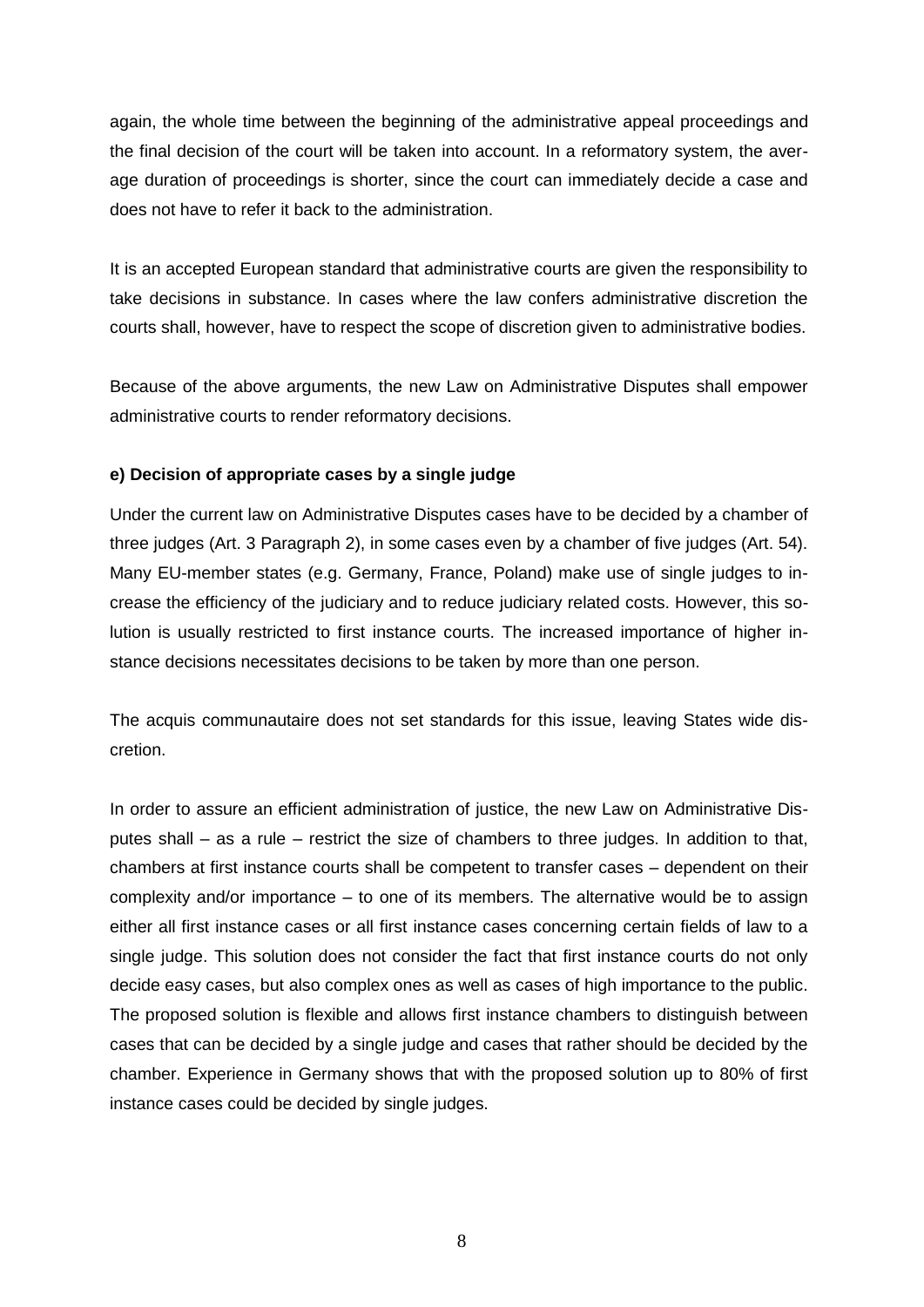again, the whole time between the beginning of the administrative appeal proceedings and the final decision of the court will be taken into account. In a reformatory system, the average duration of proceedings is shorter, since the court can immediately decide a case and does not have to refer it back to the administration.

It is an accepted European standard that administrative courts are given the responsibility to take decisions in substance. In cases where the law confers administrative discretion the courts shall, however, have to respect the scope of discretion given to administrative bodies.

Because of the above arguments, the new Law on Administrative Disputes shall empower administrative courts to render reformatory decisions.

**e) Decision of appropriate cases by a single judge**

Under the current law on Administrative Disputes cases have to be decided by a chamber of three judges (Art. 3 Paragraph 2), in some cases even by a chamber of five judges (Art. 54). Many EU-member states (e.g. Germany, France, Poland) make use of single judges to increase the efficiency of the judiciary and to reduce judiciary related costs. However, this solution is usually restricted to first instance courts. The increased importance of higher instance decisions necessitates decisions to be taken by more than one person.

The acquis communautaire does not set standards for this issue, leaving States wide discretion.

In order to assure an efficient administration of justice, the new Law on Administrative Disputes shall – as a rule – restrict the size of chambers to three judges. In addition to that, chambers at first instance courts shall be competent to transfer cases – dependent on their complexity and/or importance – to one of its members. The alternative would be to assign either all first instance cases or all first instance cases concerning certain fields of law to a single judge. This solution does not consider the fact that first instance courts do not only decide easy cases, but also complex ones as well as cases of high importance to the public. The proposed solution is flexible and allows first instance chambers to distinguish between cases that can be decided by a single judge and cases that rather should be decided by the chamber. Experience in Germany shows that with the proposed solution up to 80% of first instance cases could be decided by single judges.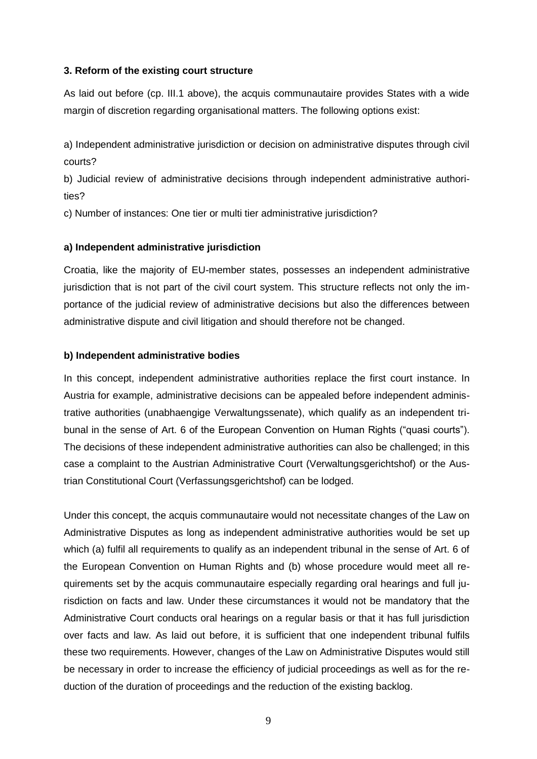### 3. Reform of the existing court structure

As laid out before (cp. III.1 above), the acquis communautaire provides States with a wide margin of discretion regarding organisational matters. The following options exist:

a) Independent administrative jurisdiction or decision on administrative disputes through civil courts?

b) Judicial review of administrative decisions through independent administrative authorities?

c) Number of instances: One tier or multi tier administrative jurisdiction?

#### a) Independent administrative jurisdiction

Croatia, like the majority of EU-member states, possesses an independent administrative jurisdiction that is not part of the civil court system. This structure reflects not only the importance of the judicial review of administrative decisions but also the differences between administrative dispute and civil litigation and should therefore not be changed.

#### b) Independent administrative bodies

In this concept, independent administrative authorities replace the first court instance. In Austria for example, administrative decisions can be appealed before independent administrative authorities (unabhaengige Verwaltungssenate), which qualify as an independent tribunal in the sense of Art. 6 of the European Convention on Human Rights ("quasi courts"). The decisions of these independent administrative authorities can also be challenged; in this case a complaint to the Austrian Administrative Court (Verwaltungsgerichtshof) or the Austrian Constitutional Court (Verfassungsgerichtshof) can be lodged.

Under this concept, the acquis communautaire would not necessitate changes of the Law on Administrative Disputes as long as independent administrative authorities would be set up which (a) fulfil all requirements to qualify as an independent tribunal in the sense of Art. 6 of the European Convention on Human Rights and (b) whose procedure would meet all requirements set by the acquis communautaire especially regarding oral hearings and full jurisdiction on facts and law. Under these circumstances it would not be mandatory that the Administrative Court conducts oral hearings on a regular basis or that it has full jurisdiction over facts and law. As laid out before, it is sufficient that one independent tribunal fulfils these two requirements. However, changes of the Law on Administrative Disputes would still be necessary in order to increase the efficiency of judicial proceedings as well as for the reduction of the duration of proceedings and the reduction of the existing backlog.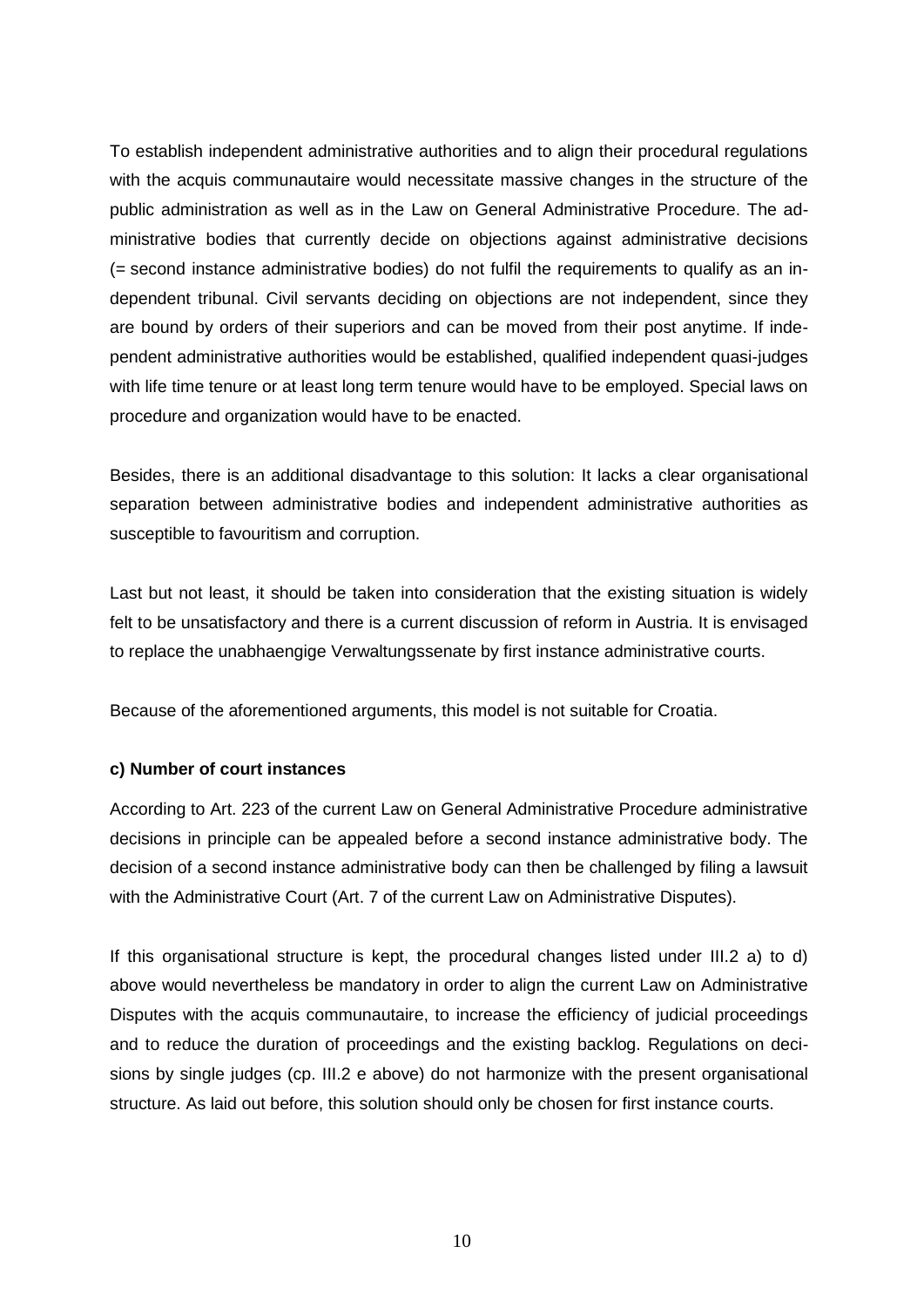To establish independent administrative authorities and to align their procedural regulations with the acquis communautaire would necessitate massive changes in the structure of the public administration as well as in the Law on General Administrative Procedure. The administrative bodies that currently decide on objections against administrative decisions (= second instance administrative bodies) do not fulfil the requirements to qualify as an independent tribunal. Civil servants deciding on objections are not independent, since they are bound by orders of their superiors and can be moved from their post anytime. If independent administrative authorities would be established, qualified independent quasi-judges with life time tenure or at least long term tenure would have to be employed. Special laws on procedure and organization would have to be enacted.

Besides, there is an additional disadvantage to this solution: It lacks a clear organisational separation between administrative bodies and independent administrative authorities as susceptible to favouritism and corruption.

Last but not least, it should be taken into consideration that the existing situation is widely felt to be unsatisfactory and there is a current discussion of reform in Austria. It is envisaged to replace the unabhaengige Verwaltungssenate by first instance administrative courts.

Because of the aforementioned arguments, this model is not suitable for Croatia.

**c) Number of court instances**

According to Art. 223 of the current Law on General Administrative Procedure administrative decisions in principle can be appealed before a second instance administrative body. The decision of a second instance administrative body can then be challenged by filing a lawsuit with the Administrative Court (Art. 7 of the current Law on Administrative Disputes).

If this organisational structure is kept, the procedural changes listed under III.2 a) to d) above would nevertheless be mandatory in order to align the current Law on Administrative Disputes with the acquis communautaire, to increase the efficiency of judicial proceedings and to reduce the duration of proceedings and the existing backlog. Regulations on decisions by single judges (cp. III.2 e above) do not harmonize with the present organisational structure. As laid out before, this solution should only be chosen for first instance courts.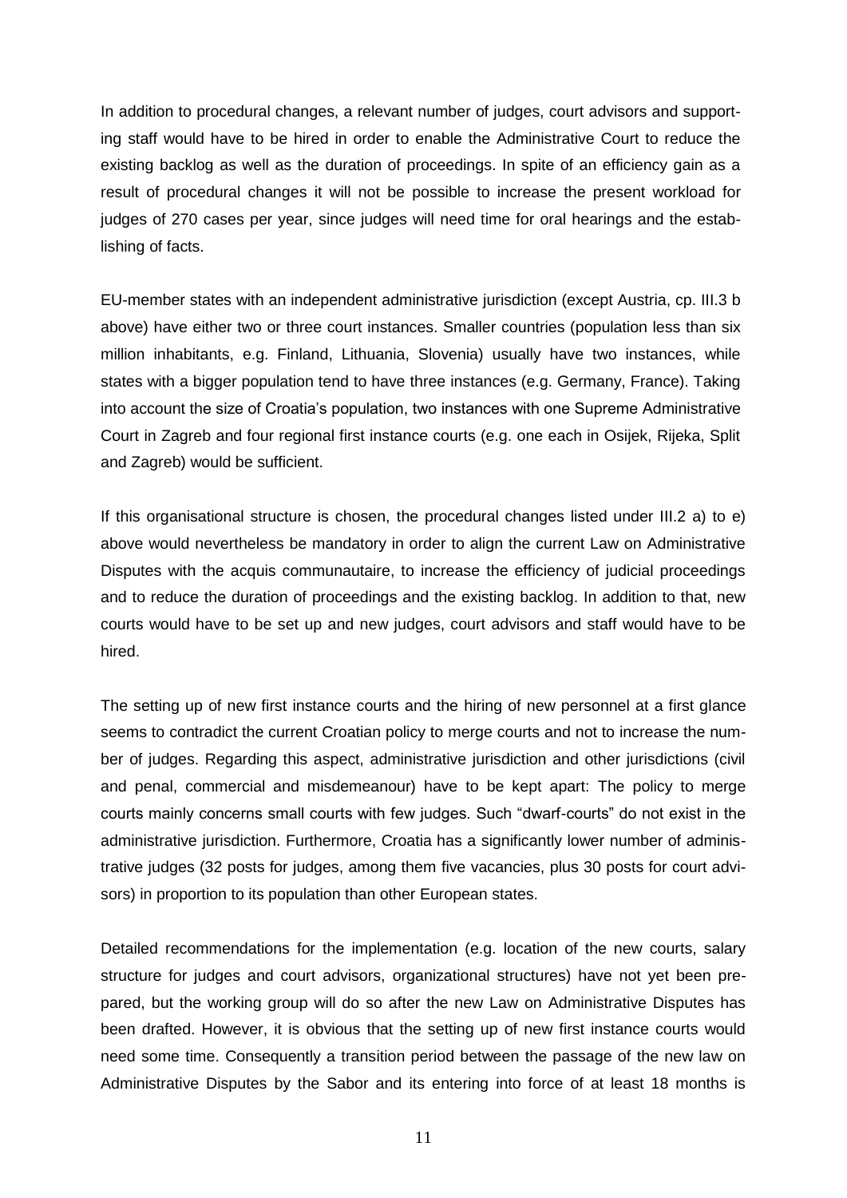In addition to procedural changes, a relevant number of judges, court advisors and supporting staff would have to be hired in order to enable the Administrative Court to reduce the existing backlog as well as the duration of proceedings. In spite of an efficiency gain as a result of procedural changes it will not be possible to increase the present workload for judges of 270 cases per year, since judges will need time for oral hearings and the establishing of facts.

EU-member states with an independent administrative jurisdiction (except Austria, cp. III.3 b above) have either two or three court instances. Smaller countries (population less than six million inhabitants, e.g. Finland, Lithuania, Slovenia) usually have two instances, while states with a bigger population tend to have three instances (e.g. Germany, France). Taking into account the size of Croatia's population, two instances with one Supreme Administrative Court in Zagreb and four regional first instance courts (e.g. one each in Osijek, Rijeka, Split and Zagreb) would be sufficient.

If this organisational structure is chosen, the procedural changes listed under III.2 a) to e) above would nevertheless be mandatory in order to align the current Law on Administrative Disputes with the acquis communautaire, to increase the efficiency of judicial proceedings and to reduce the duration of proceedings and the existing backlog. In addition to that, new courts would have to be set up and new judges, court advisors and staff would have to be hired.

The setting up of new first instance courts and the hiring of new personnel at a first glance seems to contradict the current Croatian policy to merge courts and not to increase the number of judges. Regarding this aspect, administrative jurisdiction and other jurisdictions (civil and penal, commercial and misdemeanour) have to be kept apart: The policy to merge courts mainly concerns small courts with few judges. Such "dwarf-courts" do not exist in the administrative jurisdiction. Furthermore, Croatia has a significantly lower number of administrative judges (32 posts for judges, among them five vacancies, plus 30 posts for court advisors) in proportion to its population than other European states.

Detailed recommendations for the implementation (e.g. location of the new courts, salary structure for judges and court advisors, organizational structures) have not yet been prepared, but the working group will do so after the new Law on Administrative Disputes has been drafted. However, it is obvious that the setting up of new first instance courts would need some time. Consequently a transition period between the passage of the new law on Administrative Disputes by the Sabor and its entering into force of at least 18 months is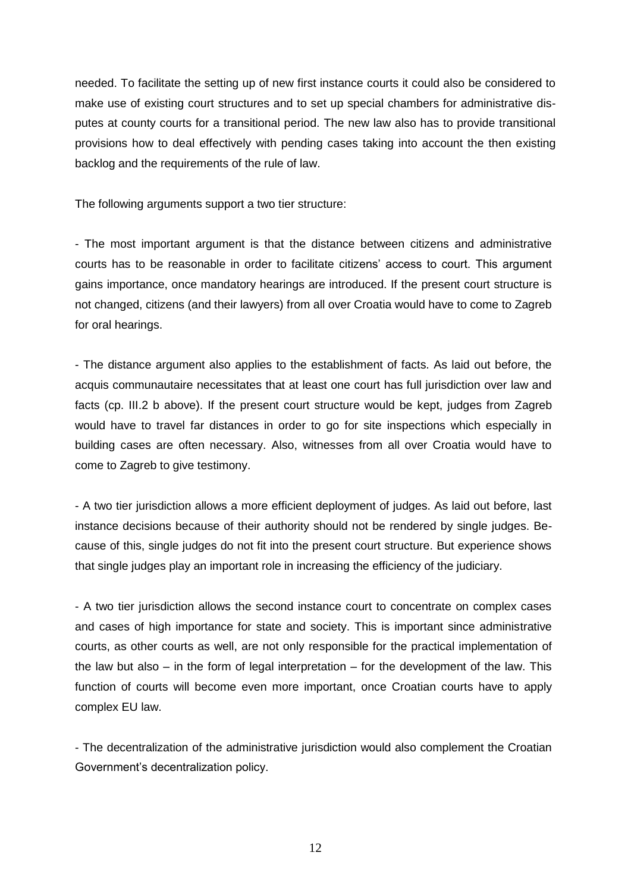needed. To facilitate the setting up of new first instance courts it could also be considered to make use of existing court structures and to set up special chambers for administrative disputes at county courts for a transitional period. The new law also has to provide transitional provisions how to deal effectively with pending cases taking into account the then existing backlog and the requirements of the rule of law.

The following arguments support a two tier structure:

- The most important argument is that the distance between citizens and administrative courts has to be reasonable in order to facilitate citizens' access to court. This argument gains importance, once mandatory hearings are introduced. If the present court structure is not changed, citizens (and their lawyers) from all over Croatia would have to come to Zagreb for oral hearings.

- The distance argument also applies to the establishment of facts. As laid out before, the acquis communautaire necessitates that at least one court has full jurisdiction over law and facts (cp. III.2 b above). If the present court structure would be kept, judges from Zagreb would have to travel far distances in order to go for site inspections which especially in building cases are often necessary. Also, witnesses from all over Croatia would have to come to Zagreb to give testimony.

- A two tier jurisdiction allows a more efficient deployment of judges. As laid out before, last instance decisions because of their authority should not be rendered by single judges. Because of this, single judges do not fit into the present court structure. But experience shows that single judges play an important role in increasing the efficiency of the judiciary.

- A two tier jurisdiction allows the second instance court to concentrate on complex cases and cases of high importance for state and society. This is important since administrative courts, as other courts as well, are not only responsible for the practical implementation of the law but also – in the form of legal interpretation – for the development of the law. This function of courts will become even more important, once Croatian courts have to apply complex EU law.

- The decentralization of the administrative jurisdiction would also complement the Croatian Government's decentralization policy.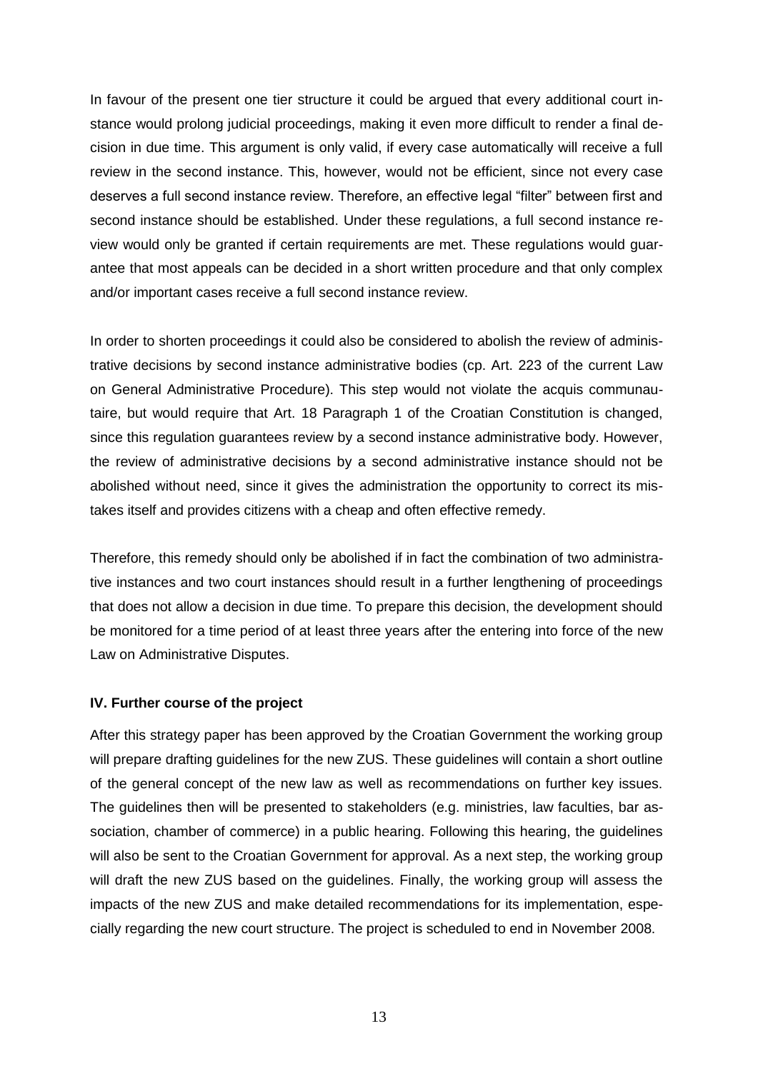In favour of the present one tier structure it could be argued that every additional court instance would prolong judicial proceedings, making it even more difficult to render a final decision in due time. This argument is only valid, if every case automatically will receive a full review in the second instance. This, however, would not be efficient, since not every case deserves a full second instance review. Therefore, an effective legal "filter" between first and second instance should be established. Under these regulations, a full second instance review would only be granted if certain requirements are met. These regulations would guarantee that most appeals can be decided in a short written procedure and that only complex and/or important cases receive a full second instance review.

In order to shorten proceedings it could also be considered to abolish the review of administrative decisions by second instance administrative bodies (cp. Art. 223 of the current Law on General Administrative Procedure). This step would not violate the acquis communautaire, but would require that Art. 18 Paragraph 1 of the Croatian Constitution is changed, since this regulation guarantees review by a second instance administrative body. However, the review of administrative decisions by a second administrative instance should not be abolished without need, since it gives the administration the opportunity to correct its mistakes itself and provides citizens with a cheap and often effective remedy.

Therefore, this remedy should only be abolished if in fact the combination of two administrative instances and two court instances should result in a further lengthening of proceedings that does not allow a decision in due time. To prepare this decision, the development should be monitored for a time period of at least three years after the entering into force of the new Law on Administrative Disputes.

## IV. Further course of the project

After this strategy paper has been approved by the Croatian Government the working group will prepare drafting guidelines for the new ZUS. These guidelines will contain a short outline of the general concept of the new law as well as recommendations on further key issues. The guidelines then will be presented to stakeholders (e.g. ministries, law faculties, bar association, chamber of commerce) in a public hearing. Following this hearing, the guidelines will also be sent to the Croatian Government for approval. As a next step, the working group will draft the new ZUS based on the guidelines. Finally, the working group will assess the impacts of the new ZUS and make detailed recommendations for its implementation, especially regarding the new court structure. The project is scheduled to end in November 2008.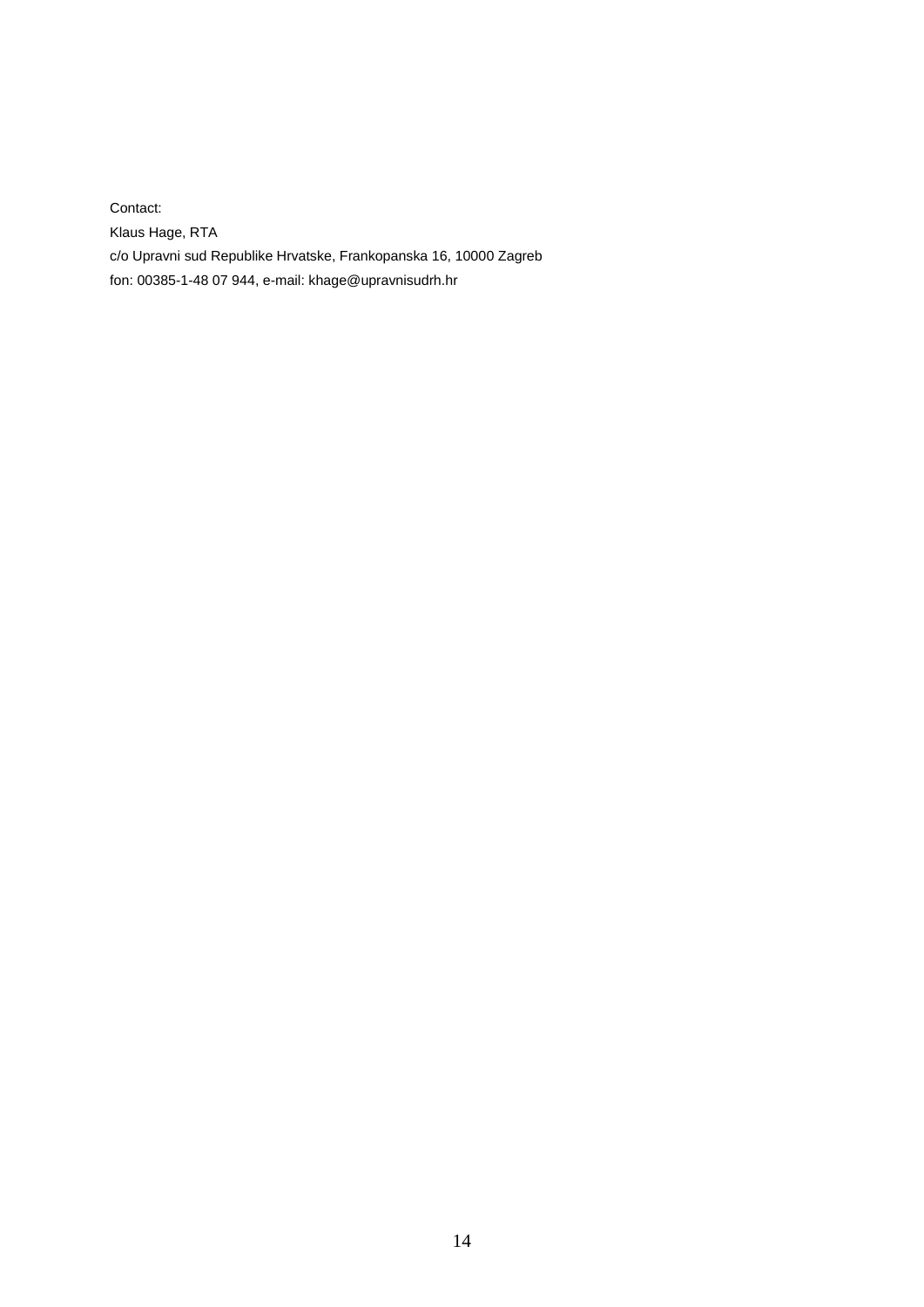Contact:

Klaus Hage, RTA

c/o Upravni sud Republike Hrvatske, Frankopanska 16, 10000 Zagreb

fon: 00385-1-48 07 944, e-mail: khage@upravnisudrh.hr